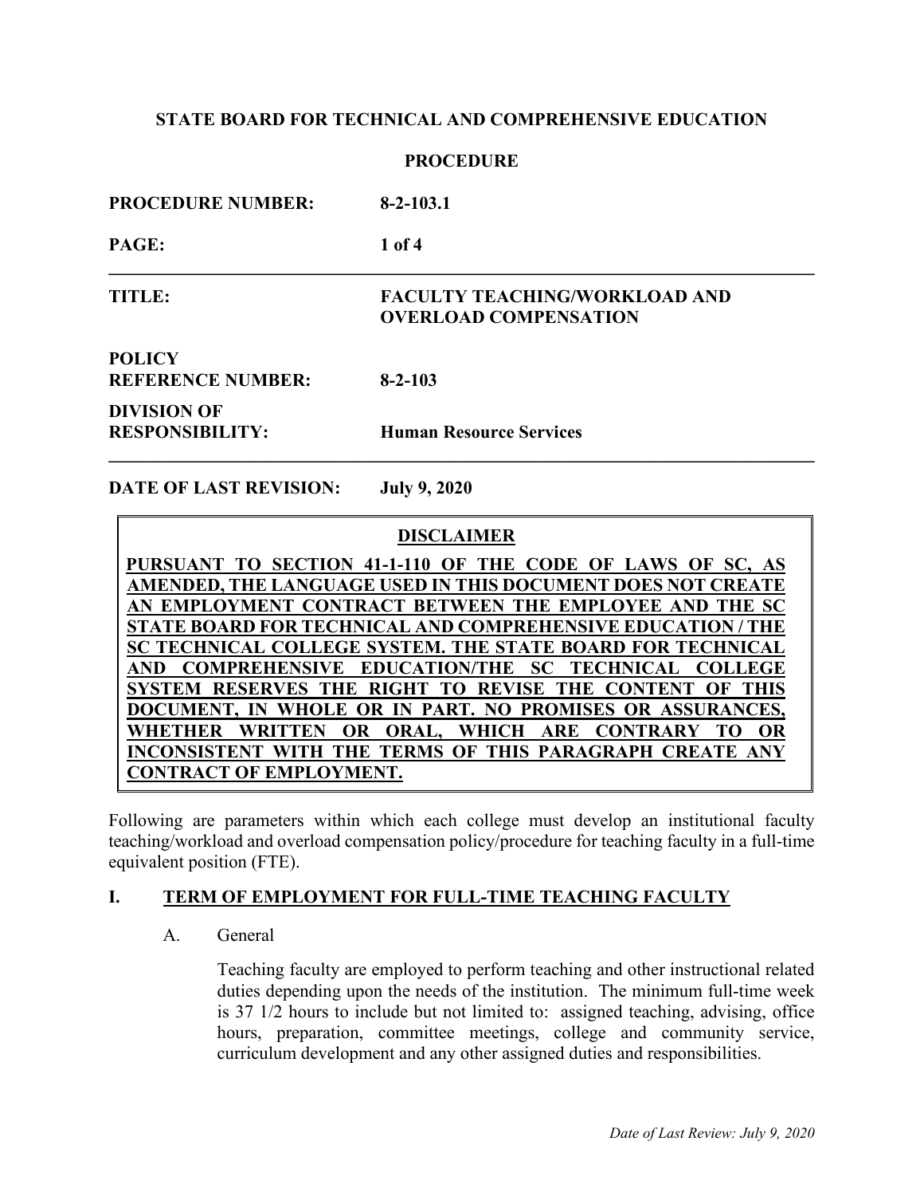**STATE BOARD FOR TECHNICAL AND COMPREHENSIVE EDUCATION**

**PROCEDURE**

| | |
|---|---|
| **PROCEDURE NUMBER:** | **8-2-103.1** |
| **PAGE:** | **1 of 4** |
| **TITLE:** | **FACULTY TEACHING/WORKLOAD AND OVERLOAD COMPENSATION** |
| **POLICY REFERENCE NUMBER:** | **8-2-103** |
| **DIVISION OF RESPONSIBILITY:** | **Human Resource Services** |
| **DATE OF LAST REVISION:** | **July 9, 2020** |

**DISCLAIMER**

**PURSUANT TO SECTION 41-1-110 OF THE CODE OF LAWS OF SC, AS AMENDED, THE LANGUAGE USED IN THIS DOCUMENT DOES NOT CREATE AN EMPLOYMENT CONTRACT BETWEEN THE EMPLOYEE AND THE SC STATE BOARD FOR TECHNICAL AND COMPREHENSIVE EDUCATION / THE SC TECHNICAL COLLEGE SYSTEM. THE STATE BOARD FOR TECHNICAL AND COMPREHENSIVE EDUCATION/THE SC TECHNICAL COLLEGE SYSTEM RESERVES THE RIGHT TO REVISE THE CONTENT OF THIS DOCUMENT, IN WHOLE OR IN PART. NO PROMISES OR ASSURANCES, WHETHER WRITTEN OR ORAL, WHICH ARE CONTRARY TO OR INCONSISTENT WITH THE TERMS OF THIS PARAGRAPH CREATE ANY CONTRACT OF EMPLOYMENT.**

Following are parameters within which each college must develop an institutional faculty teaching/workload and overload compensation policy/procedure for teaching faculty in a full-time equivalent position (FTE).

## I. TERM OF EMPLOYMENT FOR FULL-TIME TEACHING FACULTY

### A. General

Teaching faculty are employed to perform teaching and other instructional related duties depending upon the needs of the institution. The minimum full-time week is 37 1/2 hours to include but not limited to: assigned teaching, advising, office hours, preparation, committee meetings, college and community service, curriculum development and any other assigned duties and responsibilities.

*Date of Last Review: July 9, 2020*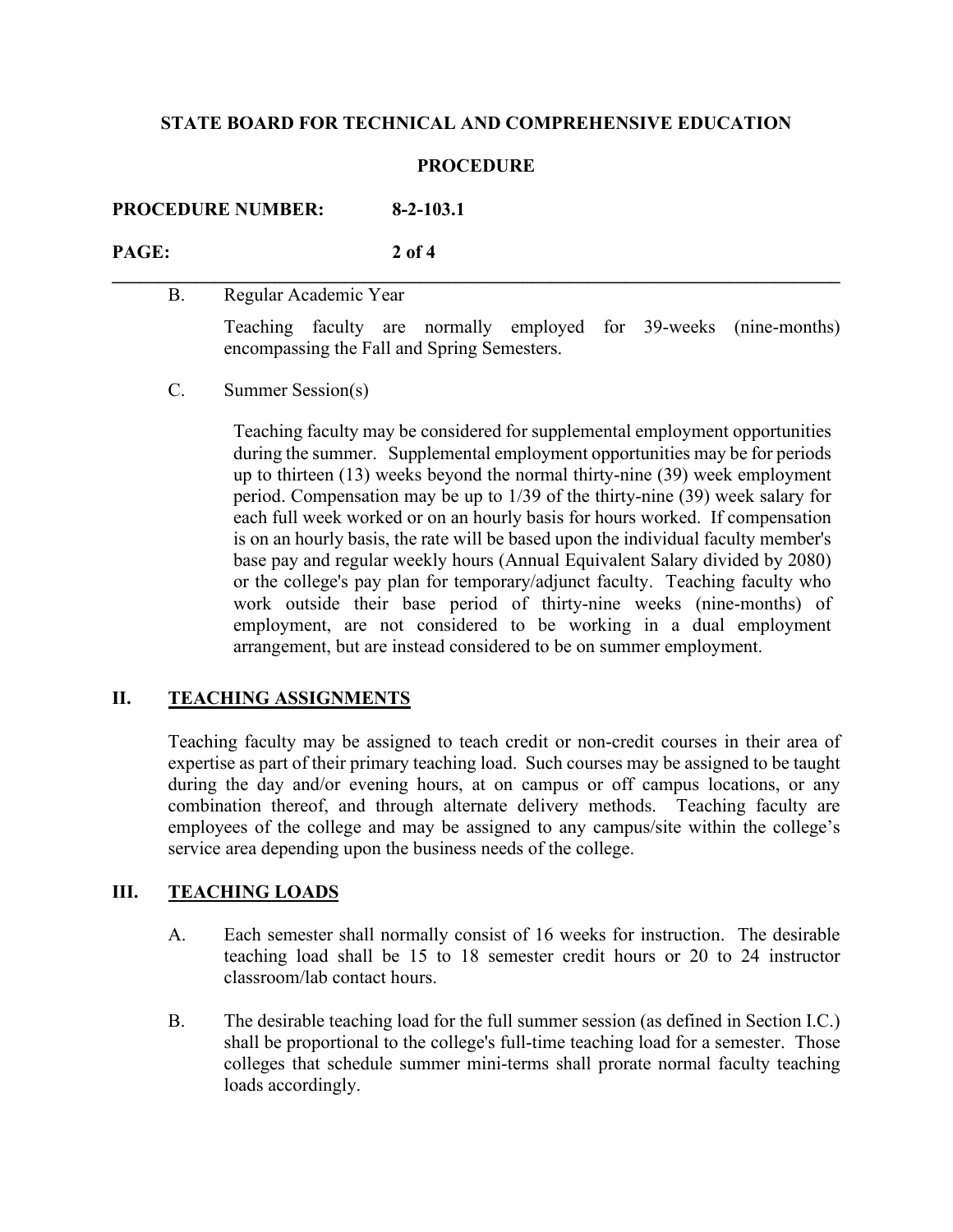B. Regular Academic Year

Teaching faculty are normally employed for 39-weeks (nine-months) encompassing the Fall and Spring Semesters.

C. Summer Session(s)

Teaching faculty may be considered for supplemental employment opportunities during the summer. Supplemental employment opportunities may be for periods up to thirteen (13) weeks beyond the normal thirty-nine (39) week employment period. Compensation may be up to 1/39 of the thirty-nine (39) week salary for each full week worked or on an hourly basis for hours worked. If compensation is on an hourly basis, the rate will be based upon the individual faculty member's base pay and regular weekly hours (Annual Equivalent Salary divided by 2080) or the college's pay plan for temporary/adjunct faculty. Teaching faculty who work outside their base period of thirty-nine weeks (nine-months) of employment, are not considered to be working in a dual employment arrangement, but are instead considered to be on summer employment.

## II. TEACHING ASSIGNMENTS

Teaching faculty may be assigned to teach credit or non-credit courses in their area of expertise as part of their primary teaching load. Such courses may be assigned to be taught during the day and/or evening hours, at on campus or off campus locations, or any combination thereof, and through alternate delivery methods. Teaching faculty are employees of the college and may be assigned to any campus/site within the college's service area depending upon the business needs of the college.

## III. TEACHING LOADS

A. Each semester shall normally consist of 16 weeks for instruction. The desirable teaching load shall be 15 to 18 semester credit hours or 20 to 24 instructor classroom/lab contact hours.

B. The desirable teaching load for the full summer session (as defined in Section I.C.) shall be proportional to the college's full-time teaching load for a semester. Those colleges that schedule summer mini-terms shall prorate normal faculty teaching loads accordingly.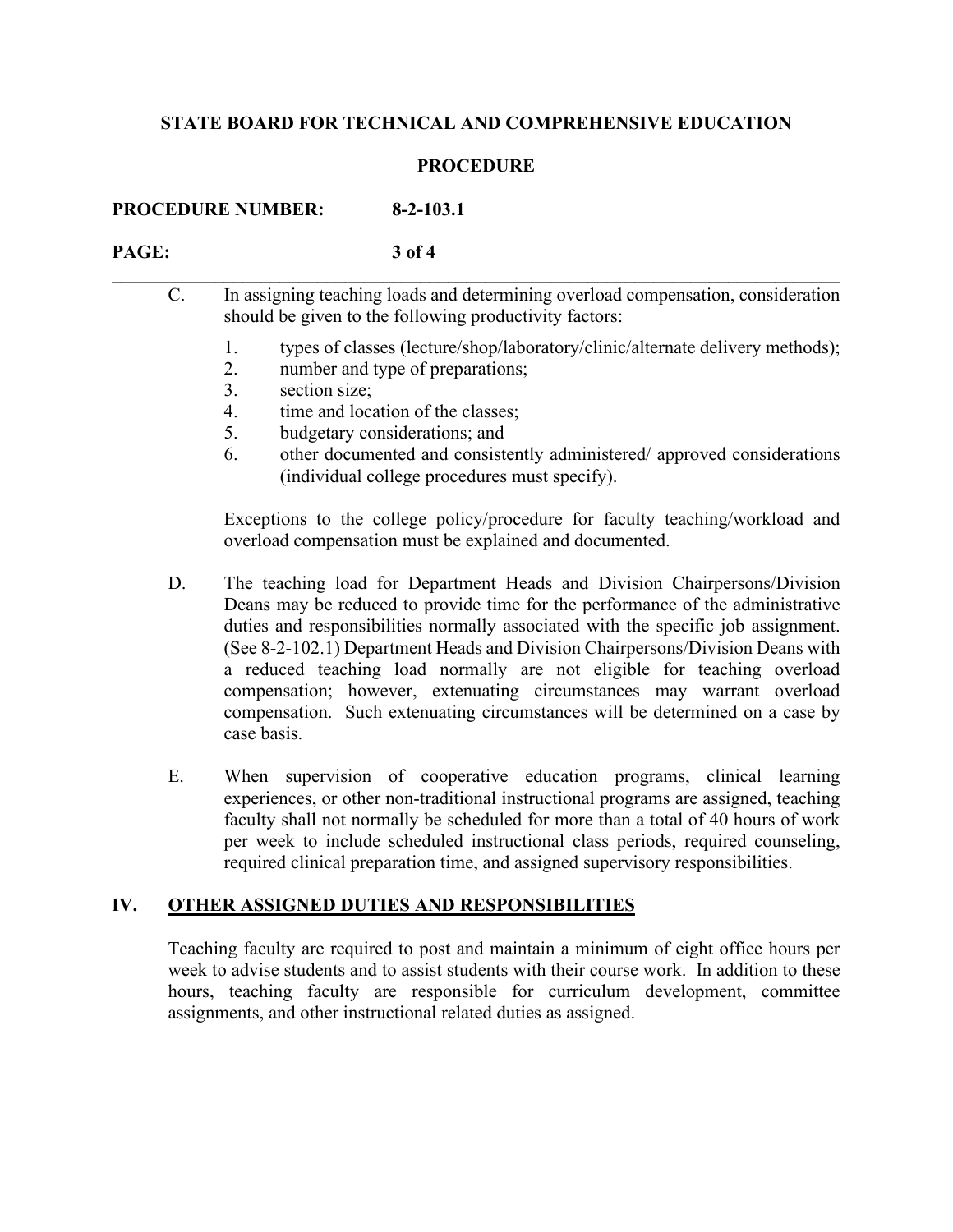C. In assigning teaching loads and determining overload compensation, consideration should be given to the following productivity factors:

1. types of classes (lecture/shop/laboratory/clinic/alternate delivery methods);
2. number and type of preparations;
3. section size;
4. time and location of the classes;
5. budgetary considerations; and
6. other documented and consistently administered/ approved considerations (individual college procedures must specify).

Exceptions to the college policy/procedure for faculty teaching/workload and overload compensation must be explained and documented.

D. The teaching load for Department Heads and Division Chairpersons/Division Deans may be reduced to provide time for the performance of the administrative duties and responsibilities normally associated with the specific job assignment. (See 8-2-102.1) Department Heads and Division Chairpersons/Division Deans with a reduced teaching load normally are not eligible for teaching overload compensation; however, extenuating circumstances may warrant overload compensation. Such extenuating circumstances will be determined on a case by case basis.

E. When supervision of cooperative education programs, clinical learning experiences, or other non-traditional instructional programs are assigned, teaching faculty shall not normally be scheduled for more than a total of 40 hours of work per week to include scheduled instructional class periods, required counseling, required clinical preparation time, and assigned supervisory responsibilities.

## IV. OTHER ASSIGNED DUTIES AND RESPONSIBILITIES

Teaching faculty are required to post and maintain a minimum of eight office hours per week to advise students and to assist students with their course work. In addition to these hours, teaching faculty are responsible for curriculum development, committee assignments, and other instructional related duties as assigned.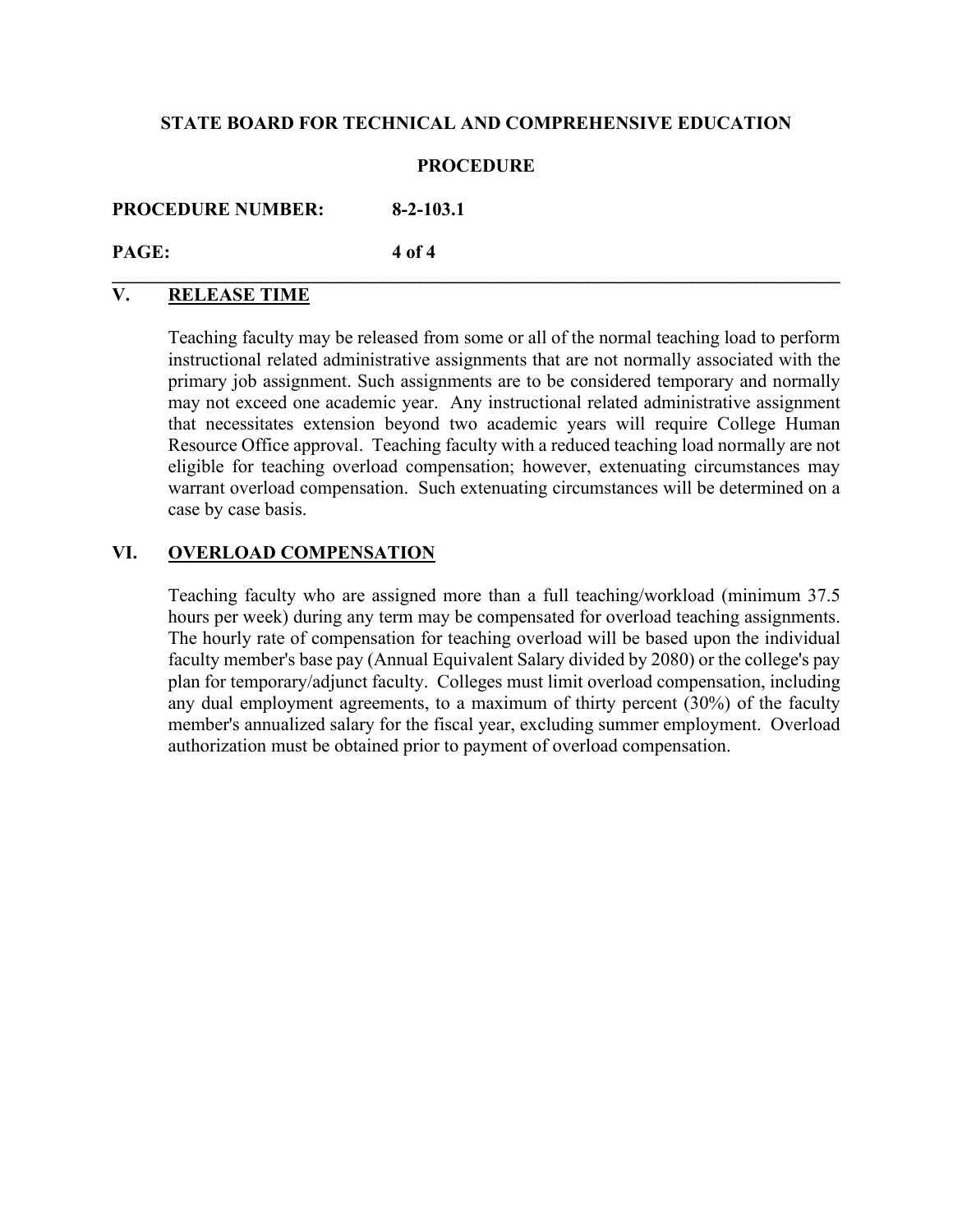## V. RELEASE TIME

Teaching faculty may be released from some or all of the normal teaching load to perform instructional related administrative assignments that are not normally associated with the primary job assignment. Such assignments are to be considered temporary and normally may not exceed one academic year. Any instructional related administrative assignment that necessitates extension beyond two academic years will require College Human Resource Office approval. Teaching faculty with a reduced teaching load normally are not eligible for teaching overload compensation; however, extenuating circumstances may warrant overload compensation. Such extenuating circumstances will be determined on a case by case basis.

## VI. OVERLOAD COMPENSATION

Teaching faculty who are assigned more than a full teaching/workload (minimum 37.5 hours per week) during any term may be compensated for overload teaching assignments. The hourly rate of compensation for teaching overload will be based upon the individual faculty member's base pay (Annual Equivalent Salary divided by 2080) or the college's pay plan for temporary/adjunct faculty. Colleges must limit overload compensation, including any dual employment agreements, to a maximum of thirty percent (30%) of the faculty member's annualized salary for the fiscal year, excluding summer employment. Overload authorization must be obtained prior to payment of overload compensation.